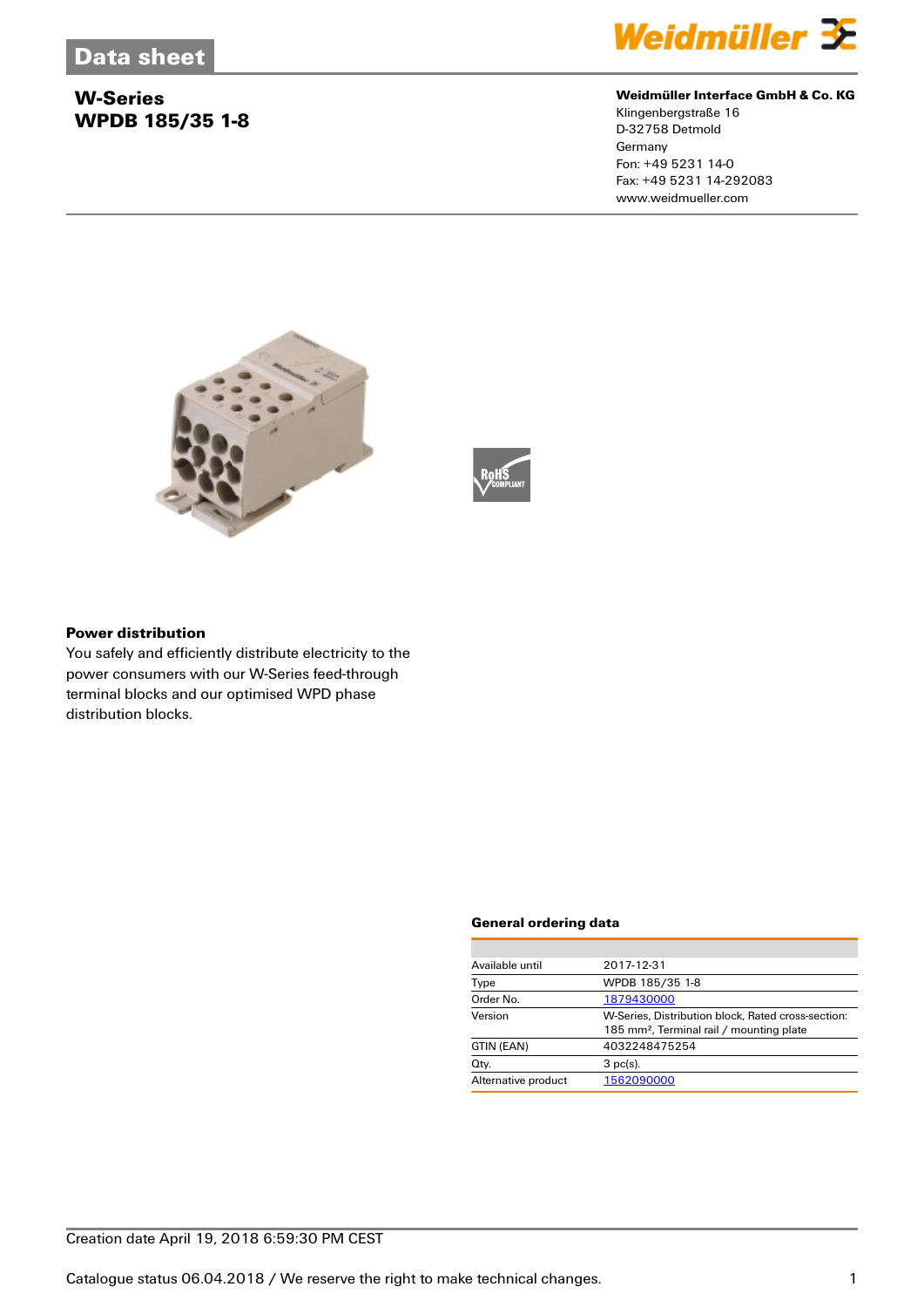Data sheet

# W-Series
# WPDB 185/35 1-8

**Weidmüller Interface GmbH & Co. KG**
Klingenbergstraße 16
D-32758 Detmold
Germany
Fon: +49 5231 14-0
Fax: +49 5231 14-292083
www.weidmueller.com

### Power distribution

You safely and efficiently distribute electricity to the power consumers with our W-Series feed-through terminal blocks and our optimised WPD phase distribution blocks.

### General ordering data

| | |
|---|---|
| Available until | 2017-12-31 |
| Type | WPDB 185/35 1-8 |
| Order No. | 1879430000 |
| Version | W-Series, Distribution block, Rated cross-section: 185 mm², Terminal rail / mounting plate |
| GTIN (EAN) | 4032248475254 |
| Qty. | 3 pc(s). |
| Alternative product | 1562090000 |

Creation date April 19, 2018 6:59:30 PM CEST

Catalogue status 06.04.2018 / We reserve the right to make technical changes.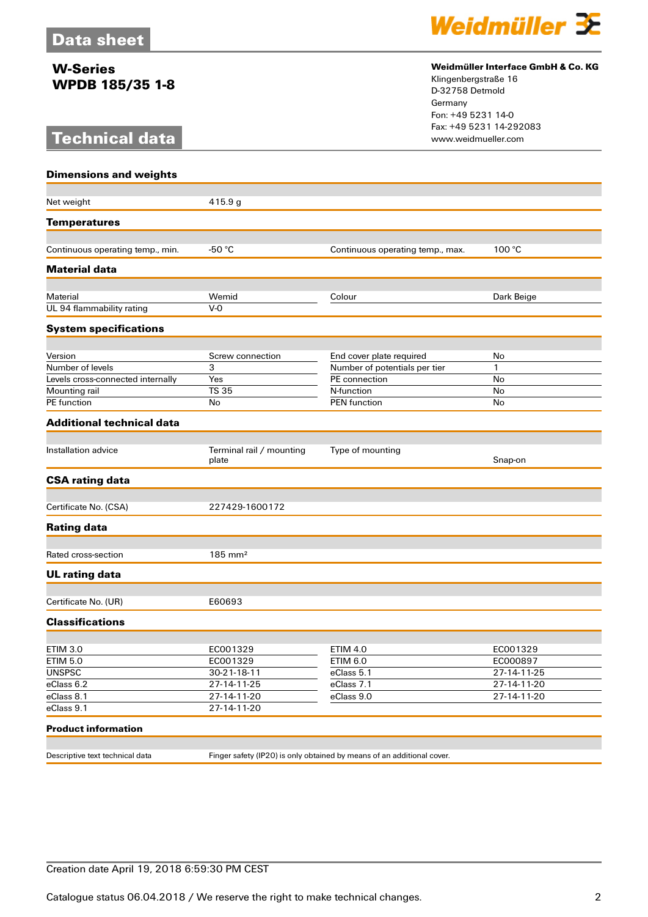Data sheet

**W-Series**
**WPDB 185/35 1-8**

# Technical data

**Weidmüller Interface GmbH & Co. KG**
Klingenbergstraße 16
D-32758 Detmold
Germany
Fon: +49 5231 14-0
Fax: +49 5231 14-292083
www.weidmueller.com

## Dimensions and weights

| | | | |
|---|---|---|---|
| Net weight | 415.9 g | | |

## Temperatures

| | | | |
|---|---|---|---|
| Continuous operating temp., min. | -50 °C | Continuous operating temp., max. | 100 °C |

## Material data

| | | | |
|---|---|---|---|
| Material | Wemid | Colour | Dark Beige |
| UL 94 flammability rating | V-0 | | |

## System specifications

| | | | |
|---|---|---|---|
| Version | Screw connection | End cover plate required | No |
| Number of levels | 3 | Number of potentials per tier | 1 |
| Levels cross-connected internally | Yes | PE connection | No |
| Mounting rail | TS 35 | N-function | No |
| PE function | No | PEN function | No |

## Additional technical data

| | | | |
|---|---|---|---|
| Installation advice | Terminal rail / mounting plate | Type of mounting | Snap-on |

## CSA rating data

| | | | |
|---|---|---|---|
| Certificate No. (CSA) | 227429-1600172 | | |

## Rating data

| | | | |
|---|---|---|---|
| Rated cross-section | 185 mm² | | |

## UL rating data

| | | | |
|---|---|---|---|
| Certificate No. (UR) | E60693 | | |

## Classifications

| | | | |
|---|---|---|---|
| ETIM 3.0 | EC001329 | ETIM 4.0 | EC001329 |
| ETIM 5.0 | EC001329 | ETIM 6.0 | EC000897 |
| UNSPSC | 30-21-18-11 | eClass 5.1 | 27-14-11-25 |
| eClass 6.2 | 27-14-11-25 | eClass 7.1 | 27-14-11-20 |
| eClass 8.1 | 27-14-11-20 | eClass 9.0 | 27-14-11-20 |
| eClass 9.1 | 27-14-11-20 | | |

## Product information

| | |
|---|---|
| Descriptive text technical data | Finger safety (IP20) is only obtained by means of an additional cover. |

Creation date April 19, 2018 6:59:30 PM CEST

Catalogue status 06.04.2018 / We reserve the right to make technical changes.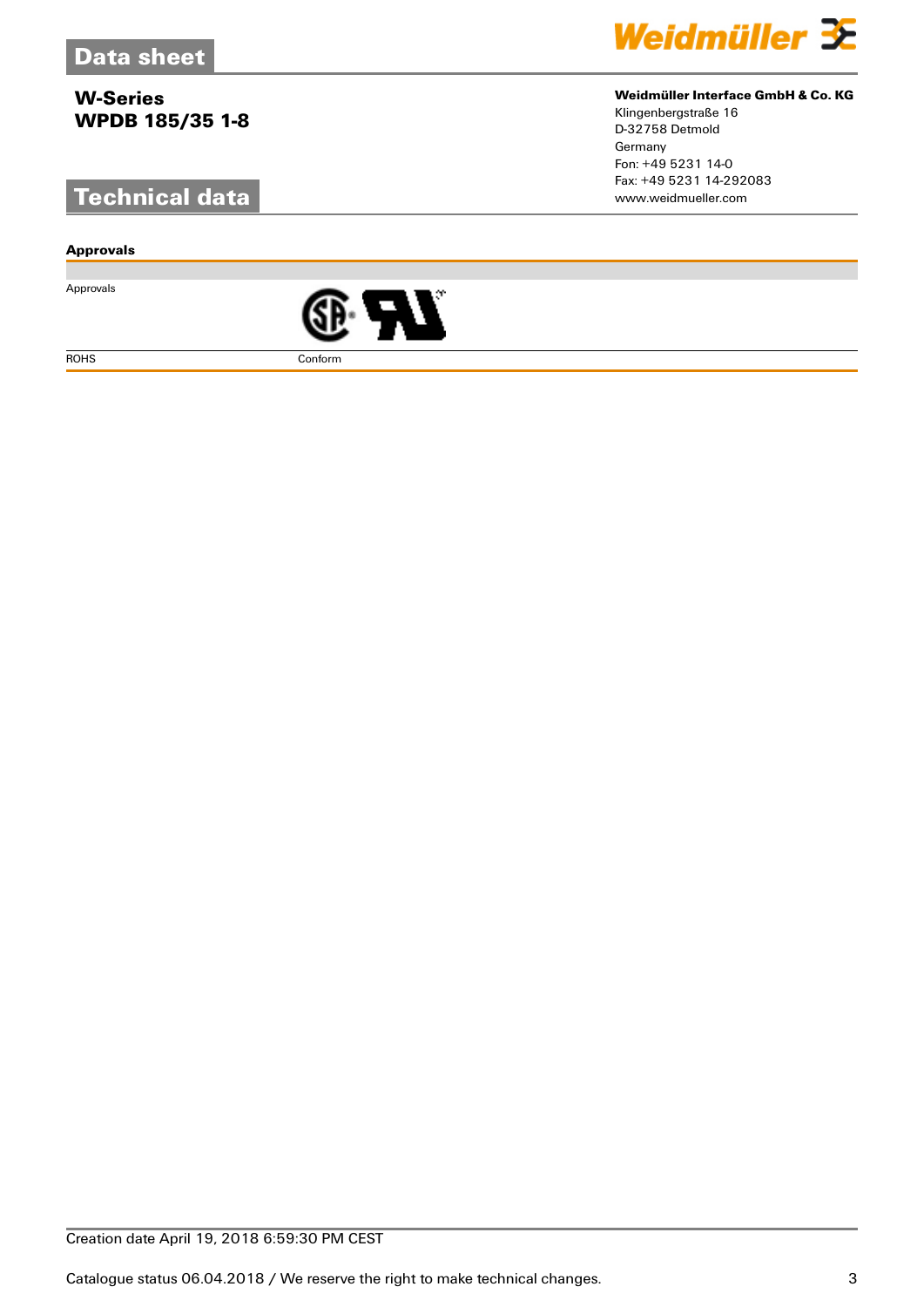# Data sheet

## W-Series
## WPDB 185/35 1-8

**Weidmüller Interface GmbH & Co. KG**
Klingenbergstraße 16
D-32758 Detmold
Germany
Fon: +49 5231 14-0
Fax: +49 5231 14-292083
www.weidmueller.com

# Technical data

### Approvals

| | |
|---|---|
| Approvals | |
| ROHS | Conform |

Creation date April 19, 2018 6:59:30 PM CEST

Catalogue status 06.04.2018 / We reserve the right to make technical changes.